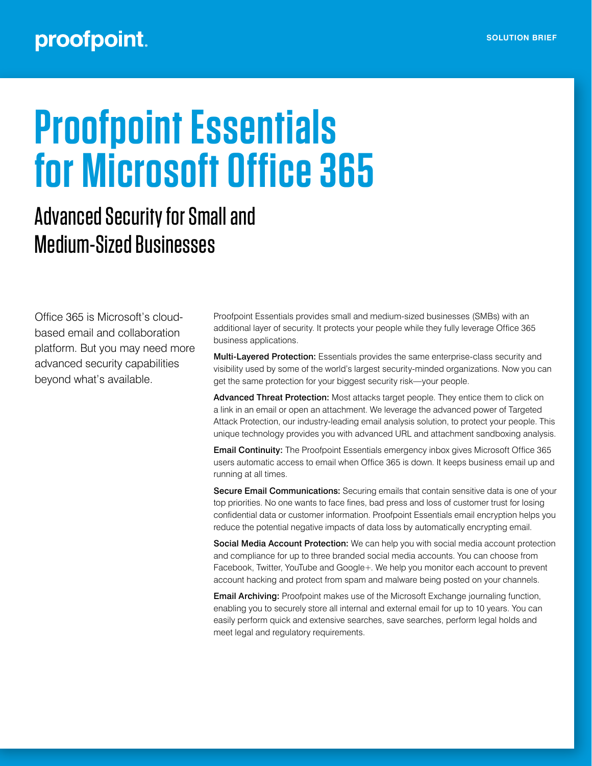proofpoint.

SOLUTION BRIEF

# Proofpoint Essentials for Microsoft Office 365

## Advanced Security for Small and Medium-Sized Businesses

Office 365 is Microsoft's cloud-based email and collaboration platform. But you may need more advanced security capabilities beyond what's available.

Proofpoint Essentials provides small and medium-sized businesses (SMBs) with an additional layer of security. It protects your people while they fully leverage Office 365 business applications.

**Multi-Layered Protection:** Essentials provides the same enterprise-class security and visibility used by some of the world's largest security-minded organizations. Now you can get the same protection for your biggest security risk—your people.

**Advanced Threat Protection:** Most attacks target people. They entice them to click on a link in an email or open an attachment. We leverage the advanced power of Targeted Attack Protection, our industry-leading email analysis solution, to protect your people. This unique technology provides you with advanced URL and attachment sandboxing analysis.

**Email Continuity:** The Proofpoint Essentials emergency inbox gives Microsoft Office 365 users automatic access to email when Office 365 is down. It keeps business email up and running at all times.

**Secure Email Communications:** Securing emails that contain sensitive data is one of your top priorities. No one wants to face fines, bad press and loss of customer trust for losing confidential data or customer information. Proofpoint Essentials email encryption helps you reduce the potential negative impacts of data loss by automatically encrypting email.

**Social Media Account Protection:** We can help you with social media account protection and compliance for up to three branded social media accounts. You can choose from Facebook, Twitter, YouTube and Google+. We help you monitor each account to prevent account hacking and protect from spam and malware being posted on your channels.

**Email Archiving:** Proofpoint makes use of the Microsoft Exchange journaling function, enabling you to securely store all internal and external email for up to 10 years. You can easily perform quick and extensive searches, save searches, perform legal holds and meet legal and regulatory requirements.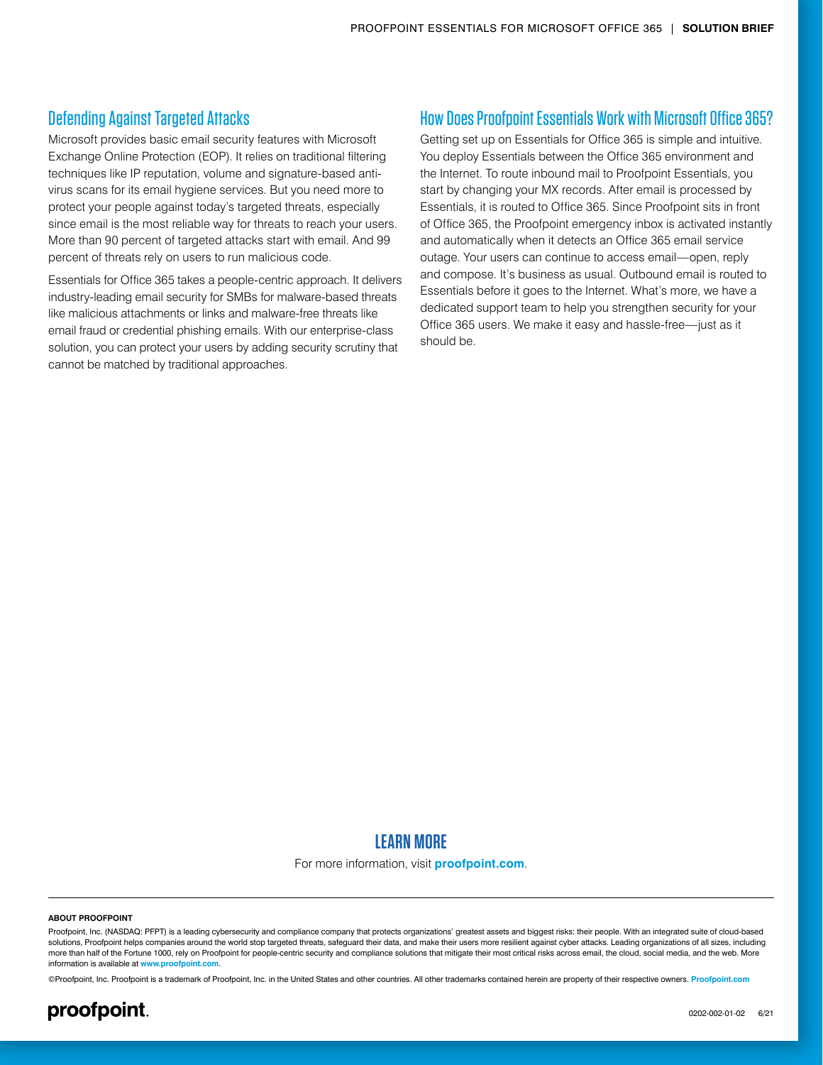## Defending Against Targeted Attacks

Microsoft provides basic email security features with Microsoft Exchange Online Protection (EOP). It relies on traditional filtering techniques like IP reputation, volume and signature-based anti-virus scans for its email hygiene services. But you need more to protect your people against today's targeted threats, especially since email is the most reliable way for threats to reach your users. More than 90 percent of targeted attacks start with email. And 99 percent of threats rely on users to run malicious code.

Essentials for Office 365 takes a people-centric approach. It delivers industry-leading email security for SMBs for malware-based threats like malicious attachments or links and malware-free threats like email fraud or credential phishing emails. With our enterprise-class solution, you can protect your users by adding security scrutiny that cannot be matched by traditional approaches.

## How Does Proofpoint Essentials Work with Microsoft Office 365?

Getting set up on Essentials for Office 365 is simple and intuitive. You deploy Essentials between the Office 365 environment and the Internet. To route inbound mail to Proofpoint Essentials, you start by changing your MX records. After email is processed by Essentials, it is routed to Office 365. Since Proofpoint sits in front of Office 365, the Proofpoint emergency inbox is activated instantly and automatically when it detects an Office 365 email service outage. Your users can continue to access email—open, reply and compose. It's business as usual. Outbound email is routed to Essentials before it goes to the Internet. What's more, we have a dedicated support team to help you strengthen security for your Office 365 users. We make it easy and hassle-free—just as it should be.

## LEARN MORE

For more information, visit **proofpoint.com**.

---

**ABOUT PROOFPOINT**

Proofpoint, Inc. (NASDAQ: PFPT) is a leading cybersecurity and compliance company that protects organizations' greatest assets and biggest risks: their people. With an integrated suite of cloud-based solutions, Proofpoint helps companies around the world stop targeted threats, safeguard their data, and make their users more resilient against cyber attacks. Leading organizations of all sizes, including more than half of the Fortune 1000, rely on Proofpoint for people-centric security and compliance solutions that mitigate their most critical risks across email, the cloud, social media, and the web. More information is available at **www.proofpoint.com.**

©Proofpoint, Inc. Proofpoint is a trademark of Proofpoint, Inc. in the United States and other countries. All other trademarks contained herein are property of their respective owners. **Proofpoint.com**

proofpoint.

0202-002-01-02 6/21